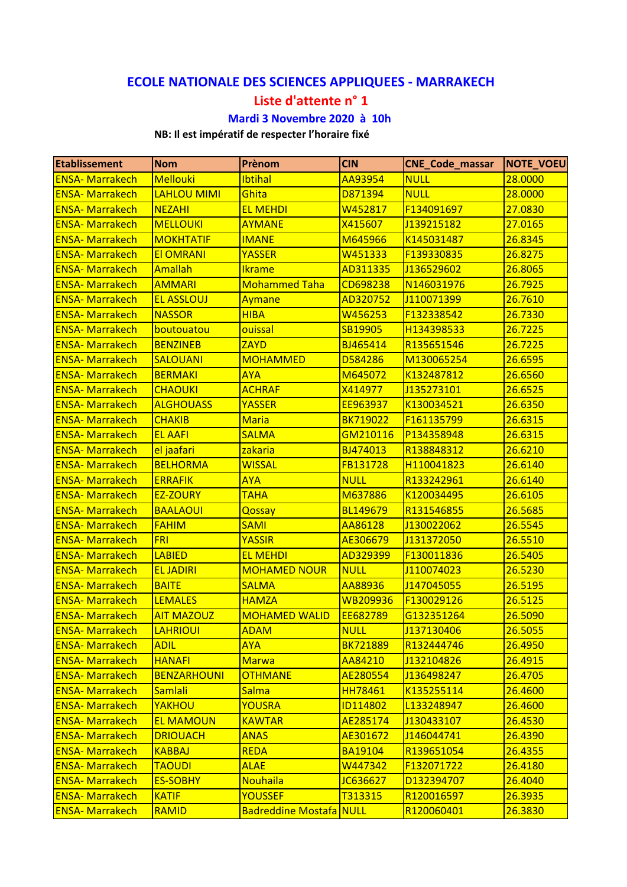## ECOLE NATIONALE DES SCIENCES APPLIQUEES - MARRAKECH

### Liste d'attente n° 1

### Mardi 3 Novembre 2020 à 10h

**NB: Il est impératif de respecter l'horaire fixé**

| Etablissement | Nom | Prènom | CIN | CNE_Code_massar | NOTE_VOEU |
|---|---|---|---|---|---|
| ENSA- Marrakech | Mellouki | Ibtihal | AA93954 | NULL | 28.0000 |
| ENSA- Marrakech | LAHLOU MIMI | Ghita | D871394 | NULL | 28.0000 |
| ENSA- Marrakech | NEZAHI | EL MEHDI | W452817 | F134091697 | 27.0830 |
| ENSA- Marrakech | MELLOUKI | AYMANE | X415607 | J139215182 | 27.0165 |
| ENSA- Marrakech | MOKHTATIF | IMANE | M645966 | K145031487 | 26.8345 |
| ENSA- Marrakech | El OMRANI | YASSER | W451333 | F139330835 | 26.8275 |
| ENSA- Marrakech | Amallah | Ikrame | AD311335 | J136529602 | 26.8065 |
| ENSA- Marrakech | AMMARI | Mohammed Taha | CD698238 | N146031976 | 26.7925 |
| ENSA- Marrakech | EL ASSLOUJ | Aymane | AD320752 | J110071399 | 26.7610 |
| ENSA- Marrakech | NASSOR | HIBA | W456253 | F132338542 | 26.7330 |
| ENSA- Marrakech | boutouatou | ouissal | SB19905 | H134398533 | 26.7225 |
| ENSA- Marrakech | BENZINEB | ZAYD | BJ465414 | R135651546 | 26.7225 |
| ENSA- Marrakech | SALOUANI | MOHAMMED | D584286 | M130065254 | 26.6595 |
| ENSA- Marrakech | BERMAKI | AYA | M645072 | K132487812 | 26.6560 |
| ENSA- Marrakech | CHAOUKI | ACHRAF | X414977 | J135273101 | 26.6525 |
| ENSA- Marrakech | ALGHOUASS | YASSER | EE963937 | K130034521 | 26.6350 |
| ENSA- Marrakech | CHAKIB | Maria | BK719022 | F161135799 | 26.6315 |
| ENSA- Marrakech | EL AAFI | SALMA | GM210116 | P134358948 | 26.6315 |
| ENSA- Marrakech | el jaafari | zakaria | BJ474013 | R138848312 | 26.6210 |
| ENSA- Marrakech | BELHORMA | WISSAL | FB131728 | H110041823 | 26.6140 |
| ENSA- Marrakech | ERRAFIK | AYA | NULL | R133242961 | 26.6140 |
| ENSA- Marrakech | EZ-ZOURY | TAHA | M637886 | K120034495 | 26.6105 |
| ENSA- Marrakech | BAALAOUI | Qossay | BL149679 | R131546855 | 26.5685 |
| ENSA- Marrakech | FAHIM | SAMI | AA86128 | J130022062 | 26.5545 |
| ENSA- Marrakech | FRI | YASSIR | AE306679 | J131372050 | 26.5510 |
| ENSA- Marrakech | LABIED | EL MEHDI | AD329399 | F130011836 | 26.5405 |
| ENSA- Marrakech | EL JADIRI | MOHAMED NOUR | NULL | J110074023 | 26.5230 |
| ENSA- Marrakech | BAITE | SALMA | AA88936 | J147045055 | 26.5195 |
| ENSA- Marrakech | LEMALES | HAMZA | WB209936 | F130029126 | 26.5125 |
| ENSA- Marrakech | AIT MAZOUZ | MOHAMED WALID | EE682789 | G132351264 | 26.5090 |
| ENSA- Marrakech | LAHRIOUI | ADAM | NULL | J137130406 | 26.5055 |
| ENSA- Marrakech | ADIL | AYA | BK721889 | R132444746 | 26.4950 |
| ENSA- Marrakech | HANAFI | Marwa | AA84210 | J132104826 | 26.4915 |
| ENSA- Marrakech | BENZARHOUNI | OTHMANE | AE280554 | J136498247 | 26.4705 |
| ENSA- Marrakech | Samlali | Salma | HH78461 | K135255114 | 26.4600 |
| ENSA- Marrakech | YAKHOU | YOUSRA | ID114802 | L133248947 | 26.4600 |
| ENSA- Marrakech | EL MAMOUN | KAWTAR | AE285174 | J130433107 | 26.4530 |
| ENSA- Marrakech | DRIOUACH | ANAS | AE301672 | J146044741 | 26.4390 |
| ENSA- Marrakech | KABBAJ | REDA | BA19104 | R139651054 | 26.4355 |
| ENSA- Marrakech | TAOUDI | ALAE | W447342 | F132071722 | 26.4180 |
| ENSA- Marrakech | ES-SOBHY | Nouhaila | JC636627 | D132394707 | 26.4040 |
| ENSA- Marrakech | KATIF | YOUSSEF | T313315 | R120016597 | 26.3935 |
| ENSA- Marrakech | RAMID | Badreddine Mostafa | NULL | R120060401 | 26.3830 |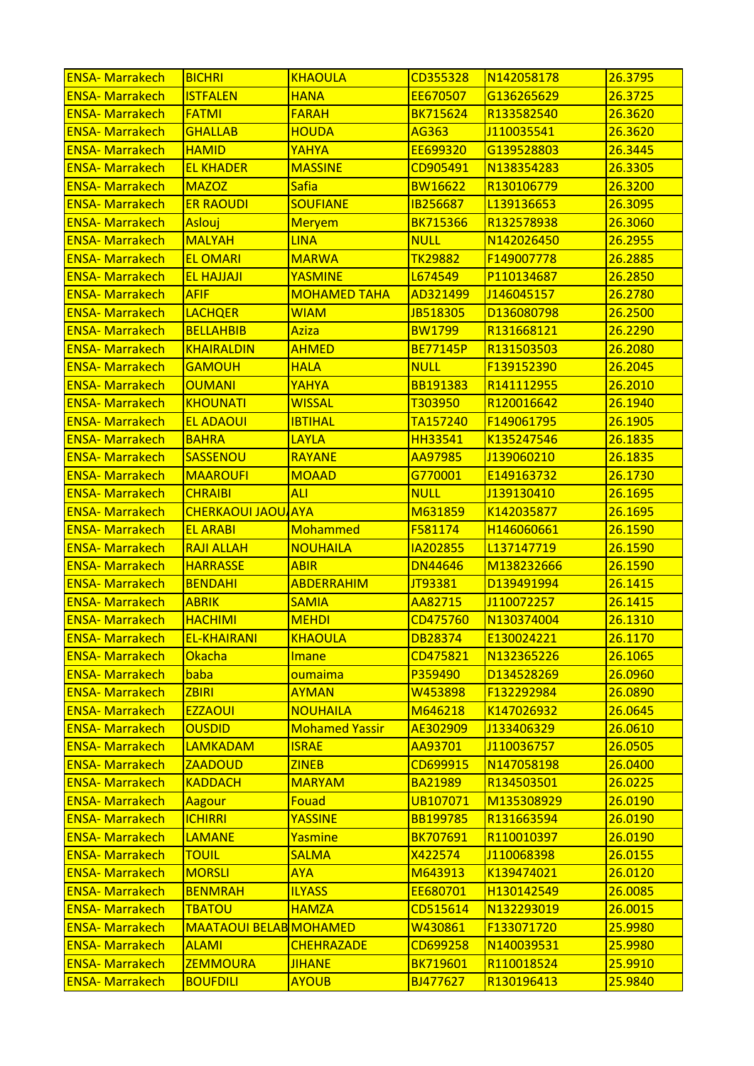| ENSA- Marrakech | BICHRI | KHAOULA | CD355328 | N142058178 | 26.3795 |
|---|---|---|---|---|---|
| ENSA- Marrakech | ISTFALEN | HANA | EE670507 | G136265629 | 26.3725 |
| ENSA- Marrakech | FATMI | FARAH | BK715624 | R133582540 | 26.3620 |
| ENSA- Marrakech | GHALLAB | HOUDA | AG363 | J110035541 | 26.3620 |
| ENSA- Marrakech | HAMID | YAHYA | EE699320 | G139528803 | 26.3445 |
| ENSA- Marrakech | EL KHADER | MASSINE | CD905491 | N138354283 | 26.3305 |
| ENSA- Marrakech | MAZOZ | Safia | BW16622 | R130106779 | 26.3200 |
| ENSA- Marrakech | ER RAOUDI | SOUFIANE | IB256687 | L139136653 | 26.3095 |
| ENSA- Marrakech | Aslouj | Meryem | BK715366 | R132578938 | 26.3060 |
| ENSA- Marrakech | MALYAH | LINA | NULL | N142026450 | 26.2955 |
| ENSA- Marrakech | EL OMARI | MARWA | TK29882 | F149007778 | 26.2885 |
| ENSA- Marrakech | EL HAJJAJI | YASMINE | L674549 | P110134687 | 26.2850 |
| ENSA- Marrakech | AFIF | MOHAMED TAHA | AD321499 | J146045157 | 26.2780 |
| ENSA- Marrakech | LACHQER | WIAM | JB518305 | D136080798 | 26.2500 |
| ENSA- Marrakech | BELLAHBIB | Aziza | BW1799 | R131668121 | 26.2290 |
| ENSA- Marrakech | KHAIRALDIN | AHMED | BE77145P | R131503503 | 26.2080 |
| ENSA- Marrakech | GAMOUH | HALA | NULL | F139152390 | 26.2045 |
| ENSA- Marrakech | OUMANI | YAHYA | BB191383 | R141112955 | 26.2010 |
| ENSA- Marrakech | KHOUNATI | WISSAL | T303950 | R120016642 | 26.1940 |
| ENSA- Marrakech | EL ADAOUI | IBTIHAL | TA157240 | F149061795 | 26.1905 |
| ENSA- Marrakech | BAHRA | LAYLA | HH33541 | K135247546 | 26.1835 |
| ENSA- Marrakech | SASSENOU | RAYANE | AA97985 | J139060210 | 26.1835 |
| ENSA- Marrakech | MAAROUFI | MOAAD | G770001 | E149163732 | 26.1730 |
| ENSA- Marrakech | CHRAIBI | ALI | NULL | J139130410 | 26.1695 |
| ENSA- Marrakech | CHERKAOUI JAOU | AYA | M631859 | K142035877 | 26.1695 |
| ENSA- Marrakech | EL ARABI | Mohammed | F581174 | H146060661 | 26.1590 |
| ENSA- Marrakech | RAJI ALLAH | NOUHAILA | IA202855 | L137147719 | 26.1590 |
| ENSA- Marrakech | HARRASSE | ABIR | DN44646 | M138232666 | 26.1590 |
| ENSA- Marrakech | BENDAHI | ABDERRAHIM | JT93381 | D139491994 | 26.1415 |
| ENSA- Marrakech | ABRIK | SAMIA | AA82715 | J110072257 | 26.1415 |
| ENSA- Marrakech | HACHIMI | MEHDI | CD475760 | N130374004 | 26.1310 |
| ENSA- Marrakech | EL-KHAIRANI | KHAOULA | DB28374 | E130024221 | 26.1170 |
| ENSA- Marrakech | Okacha | Imane | CD475821 | N132365226 | 26.1065 |
| ENSA- Marrakech | baba | oumaima | P359490 | D134528269 | 26.0960 |
| ENSA- Marrakech | ZBIRI | AYMAN | W453898 | F132292984 | 26.0890 |
| ENSA- Marrakech | EZZAOUI | NOUHAILA | M646218 | K147026932 | 26.0645 |
| ENSA- Marrakech | OUSDID | Mohamed Yassir | AE302909 | J133406329 | 26.0610 |
| ENSA- Marrakech | LAMKADAM | ISRAE | AA93701 | J110036757 | 26.0505 |
| ENSA- Marrakech | ZAADOUD | ZINEB | CD699915 | N147058198 | 26.0400 |
| ENSA- Marrakech | KADDACH | MARYAM | BA21989 | R134503501 | 26.0225 |
| ENSA- Marrakech | Aagour | Fouad | UB107071 | M135308929 | 26.0190 |
| ENSA- Marrakech | ICHIRRI | YASSINE | BB199785 | R131663594 | 26.0190 |
| ENSA- Marrakech | LAMANE | Yasmine | BK707691 | R110010397 | 26.0190 |
| ENSA- Marrakech | TOUIL | SALMA | X422574 | J110068398 | 26.0155 |
| ENSA- Marrakech | MORSLI | AYA | M643913 | K139474021 | 26.0120 |
| ENSA- Marrakech | BENMRAH | ILYASS | EE680701 | H130142549 | 26.0085 |
| ENSA- Marrakech | TBATOU | HAMZA | CD515614 | N132293019 | 26.0015 |
| ENSA- Marrakech | MAATAOUI BELAB | MOHAMED | W430861 | F133071720 | 25.9980 |
| ENSA- Marrakech | ALAMI | CHEHRAZADE | CD699258 | N140039531 | 25.9980 |
| ENSA- Marrakech | ZEMMOURA | JIHANE | BK719601 | R110018524 | 25.9910 |
| ENSA- Marrakech | BOUFDILI | AYOUB | BJ477627 | R130196413 | 25.9840 |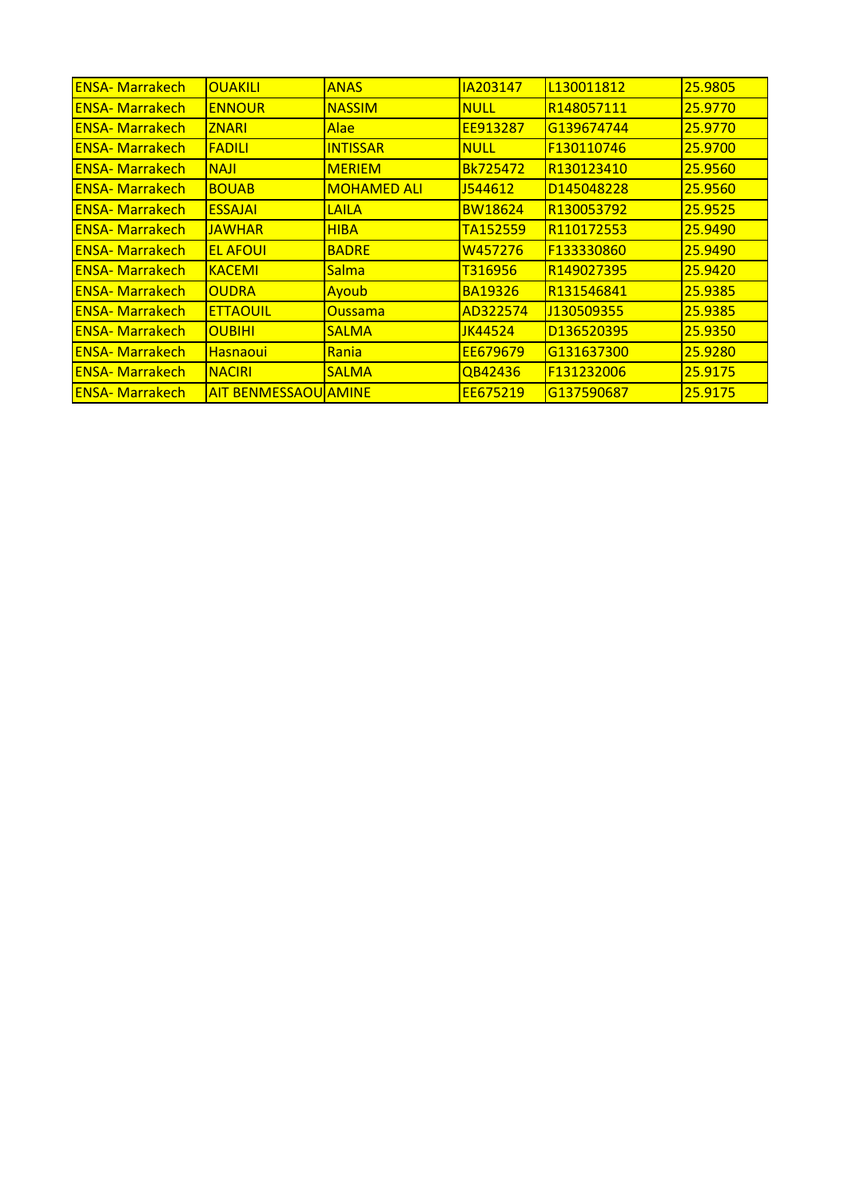| | | | | | |
|---|---|---|---|---|---|
| ENSA- Marrakech | OUAKILI | ANAS | IA203147 | L130011812 | 25.9805 |
| ENSA- Marrakech | ENNOUR | NASSIM | NULL | R148057111 | 25.9770 |
| ENSA- Marrakech | ZNARI | Alae | EE913287 | G139674744 | 25.9770 |
| ENSA- Marrakech | FADILI | INTISSAR | NULL | F130110746 | 25.9700 |
| ENSA- Marrakech | NAJI | MERIEM | Bk725472 | R130123410 | 25.9560 |
| ENSA- Marrakech | BOUAB | MOHAMED ALI | J544612 | D145048228 | 25.9560 |
| ENSA- Marrakech | ESSAJAI | LAILA | BW18624 | R130053792 | 25.9525 |
| ENSA- Marrakech | JAWHAR | HIBA | TA152559 | R110172553 | 25.9490 |
| ENSA- Marrakech | EL AFOUI | BADRE | W457276 | F133330860 | 25.9490 |
| ENSA- Marrakech | KACEMI | Salma | T316956 | R149027395 | 25.9420 |
| ENSA- Marrakech | OUDRA | Ayoub | BA19326 | R131546841 | 25.9385 |
| ENSA- Marrakech | ETTAOUIL | Oussama | AD322574 | J130509355 | 25.9385 |
| ENSA- Marrakech | OUBIHI | SALMA | JK44524 | D136520395 | 25.9350 |
| ENSA- Marrakech | Hasnaoui | Rania | EE679679 | G131637300 | 25.9280 |
| ENSA- Marrakech | NACIRI | SALMA | QB42436 | F131232006 | 25.9175 |
| ENSA- Marrakech | AIT BENMESSAOU | AMINE | EE675219 | G137590687 | 25.9175 |